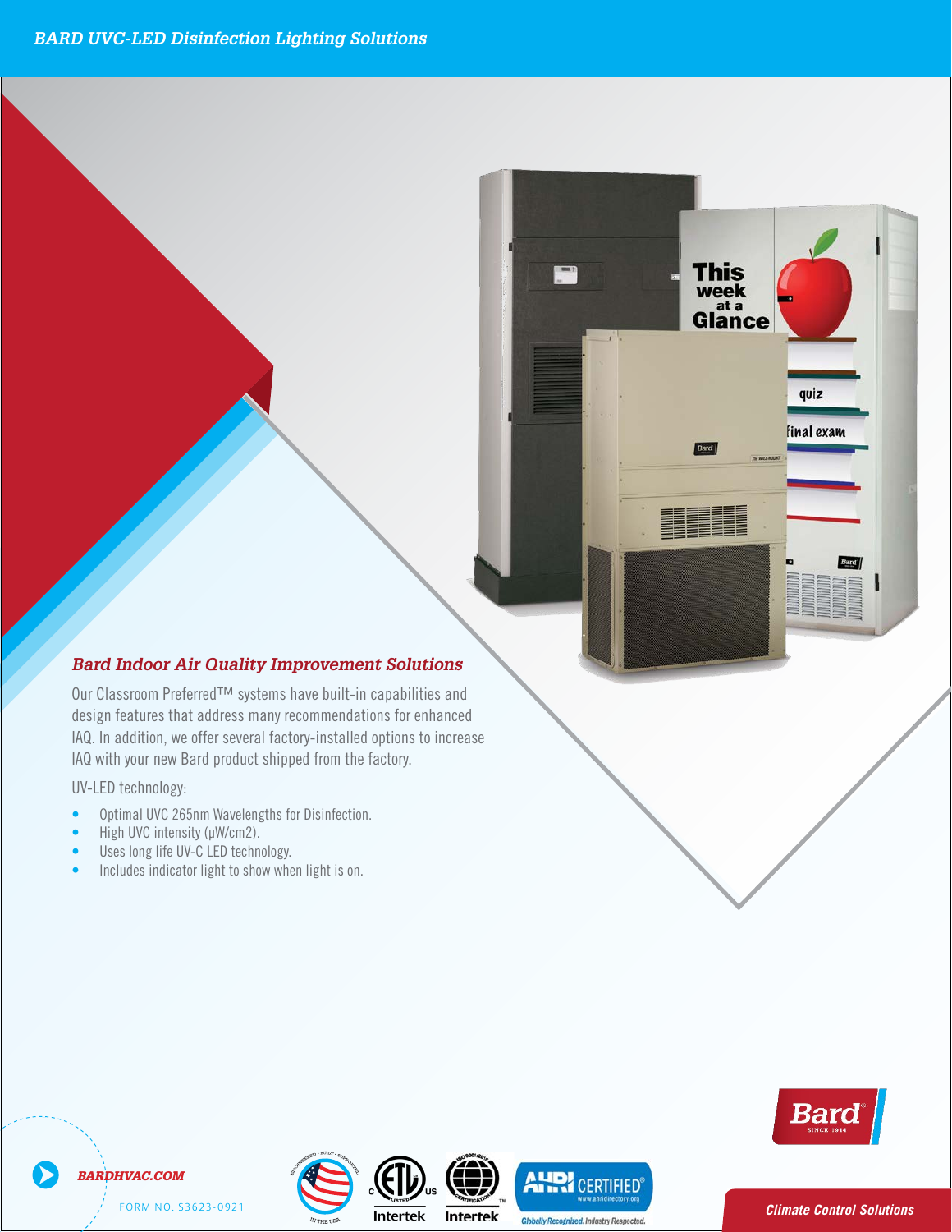# BARD UVC-LED Disinfection Lighting Solutions

## Bard Indoor Air Quality Improvement Solutions

Our Classroom Preferred™ systems have built-in capabilities and design features that address many recommendations for enhanced IAQ. In addition, we offer several factory-installed options to increase IAQ with your new Bard product shipped from the factory.

UV-LED technology:

- Optimal UVC 265nm Wavelengths for Disinfection.
- High UVC intensity (μW/cm2).
- Uses long life UV-C LED technology.
- Includes indicator light to show when light is on.

BARDHVAC.COM

FORM NO. S3623-0921

Climate Control Solutions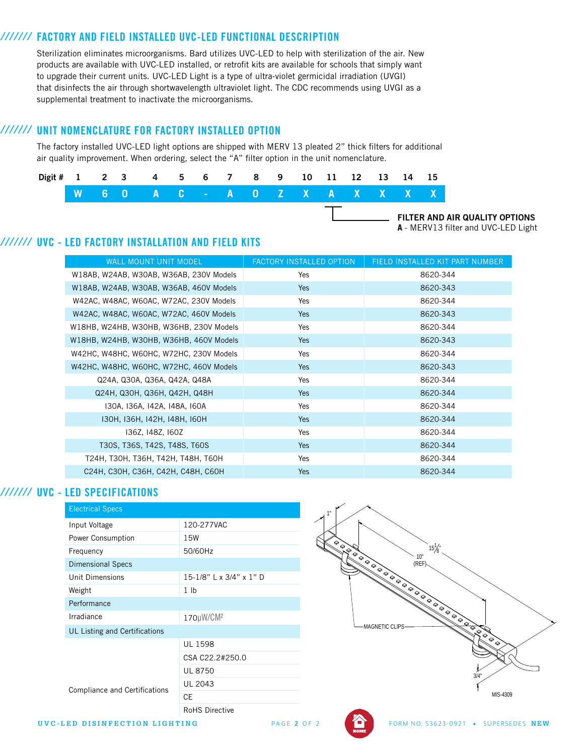## FACTORY AND FIELD INSTALLED UVC-LED FUNCTIONAL DESCRIPTION

Sterilization eliminates microorganisms. Bard utilizes UVC-LED to help with sterilization of the air. New products are available with UVC-LED installed, or retrofit kits are available for schools that simply want to upgrade their current units. UVC-LED Light is a type of ultra-violet germicidal irradiation (UVGI) that disinfects the air through shortwavelength ultraviolet light. The CDC recommends using UVGI as a supplemental treatment to inactivate the microorganisms.

## UNIT NOMENCLATURE FOR FACTORY INSTALLED OPTION

The factory installed UVC-LED light options are shipped with MERV 13 pleated 2" thick filters for additional air quality improvement. When ordering, select the "A" filter option in the unit nomenclature.

| Digit # | 1 | 2 | 3 | 4 | 5 | 6 | 7 | 8 | 9 | 10 | 11 | 12 | 13 | 14 | 15 |
|---|---|---|---|---|---|---|---|---|---|---|---|---|---|---|---|
| | W | 6 | 0 | A | C | - | A | 0 | Z | X | A | X | X | X | X |

**FILTER AND AIR QUALITY OPTIONS**
**A** - MERV13 filter and UVC-LED Light

## UVC - LED FACTORY INSTALLATION AND FIELD KITS

| WALL MOUNT UNIT MODEL | FACTORY INSTALLED OPTION | FIELD INSTALLED KIT PART NUMBER |
|---|---|---|
| W18AB, W24AB, W30AB, W36AB, 230V Models | Yes | 8620-344 |
| W18AB, W24AB, W30AB, W36AB, 460V Models | Yes | 8620-343 |
| W42AC, W48AC, W60AC, W72AC, 230V Models | Yes | 8620-344 |
| W42AC, W48AC, W60AC, W72AC, 460V Models | Yes | 8620-343 |
| W18HB, W24HB, W30HB, W36HB, 230V Models | Yes | 8620-344 |
| W18HB, W24HB, W30HB, W36HB, 460V Models | Yes | 8620-343 |
| W42HC, W48HC, W60HC, W72HC, 230V Models | Yes | 8620-344 |
| W42HC, W48HC, W60HC, W72HC, 460V Models | Yes | 8620-343 |
| Q24A, Q30A, Q36A, Q42A, Q48A | Yes | 8620-344 |
| Q24H, Q30H, Q36H, Q42H, Q48H | Yes | 8620-344 |
| I30A, I36A, I42A, I48A, I60A | Yes | 8620-344 |
| I30H, I36H, I42H, I48H, I60H | Yes | 8620-344 |
| I36Z, I48Z, I60Z | Yes | 8620-344 |
| T30S, T36S, T42S, T48S, T60S | Yes | 8620-344 |
| T24H, T30H, T36H, T42H, T48H, T60H | Yes | 8620-344 |
| C24H, C30H, C36H, C42H, C48H, C60H | Yes | 8620-344 |

## UVC - LED SPECIFICATIONS

| Electrical Specs | |
|---|---|
| Input Voltage | 120-277VAC |
| Power Consumption | 15W |
| Frequency | 50/60Hz |
| **Dimensional Specs** | |
| Unit Dimensions | 15-1/8" L x 3/4" x 1" D |
| Weight | 1 lb |
| **Performance** | |
| Irradiance | 170μW/CM² |
| **UL Listing and Certifications** | |
| Compliance and Certifications | UL 1598 |
| | CSA C22.2#250.0 |
| | UL 8750 |
| | UL 2043 |
| | CE |
| | RoHS Directive |

1"
15 1/8"
10" (REF)
MAGNETIC CLIPS
3/4"
MIS-4309

UVC-LED DISINFECTION LIGHTING

FORM NO. S3623-0921 • SUPERSEDES NEW